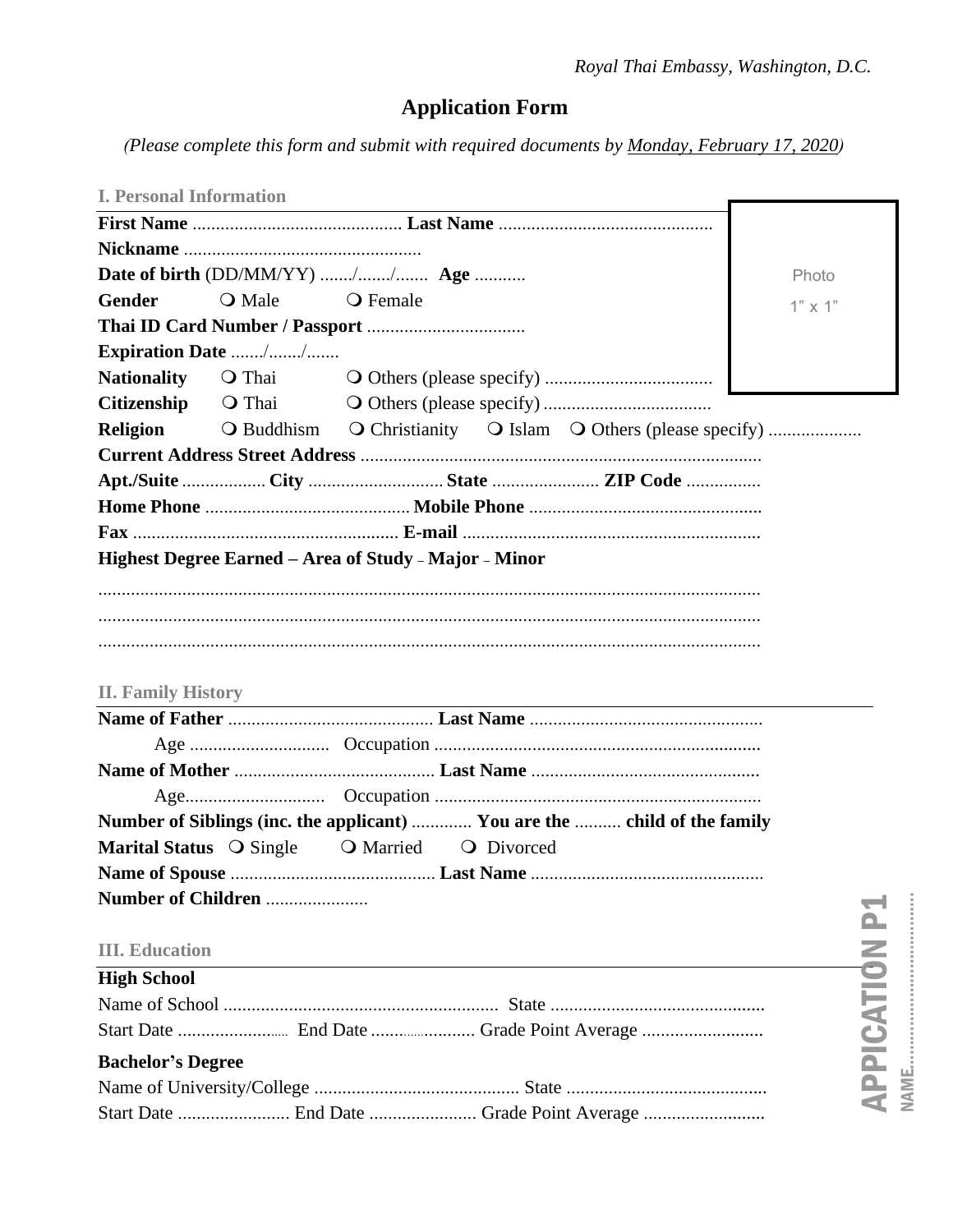*Royal Thai Embassy, Washington, D.C.*

# Application Form

*(Please complete this form and submit with required documents by Monday, February 17, 2020)*

## I. Personal Information

Photo 1" x 1"

**First Name** ............................................ **Last Name** ............................................

**Nickname** ..................................................

**Date of birth** (DD/MM/YY) ......./......./....... **Age** ...........

**Gender** ❍ Male ❍ Female

**Thai ID Card Number / Passport** .................................

**Expiration Date** ......./......./.......

**Nationality** ❍ Thai ❍ Others (please specify) ....................................

**Citizenship** ❍ Thai ❍ Others (please specify) ....................................

**Religion** ❍ Buddhism ❍ Christianity ❍ Islam ❍ Others (please specify) ....................

**Current Address Street Address** ......................................................................................

**Apt./Suite** .................. **City** ............................. **State** ....................... **ZIP Code** ................

**Home Phone** ............................................ **Mobile Phone** .................................................

**Fax** ......................................................... **E-mail** ...............................................................

**Highest Degree Earned – Area of Study – Major – Minor**

.............................................................................................................................................

.............................................................................................................................................

.............................................................................................................................................

## II. Family History

**Name of Father** ............................................ **Last Name** .................................................

Age ............................. Occupation ......................................................................

**Name of Mother** ........................................... **Last Name** ................................................

Age............................. Occupation ......................................................................

**Number of Siblings (inc. the applicant)** ............. **You are the** .......... **child of the family**

**Marital Status** ❍ Single ❍ Married ❍ Divorced

**Name of Spouse** ............................................ **Last Name** .................................................

**Number of Children** ......................

## III. Education

**High School**

Name of School ........................................................... State .............................................

Start Date ........................... End Date ........................ Grade Point Average ..........................

**Bachelor's Degree**

Name of University/College ............................................ State ...........................................

Start Date ........................ End Date ....................... Grade Point Average ..........................

APPICATION P1

NAME..............................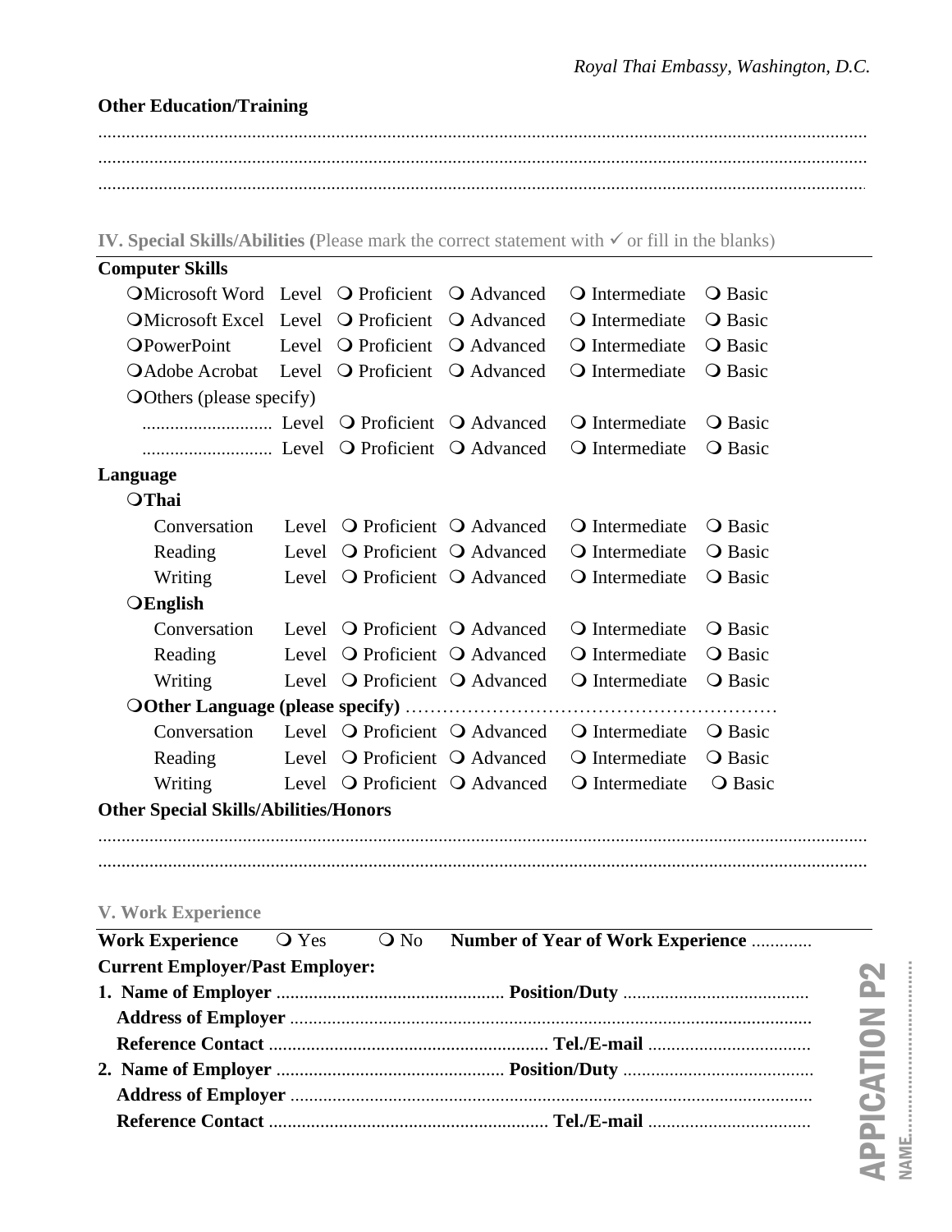**Other Education/Training**

..................................................................................................................................................................

..................................................................................................................................................................

..................................................................................................................................................................

## IV. Special Skills/Abilities (Please mark the correct statement with ✓ or fill in the blanks)

**Computer Skills**

| | | | | | |
|---|---|---|---|---|---|
| ❍ Microsoft Word | Level | ❍ Proficient | ❍ Advanced | ❍ Intermediate | ❍ Basic |
| ❍ Microsoft Excel | Level | ❍ Proficient | ❍ Advanced | ❍ Intermediate | ❍ Basic |
| ❍ PowerPoint | Level | ❍ Proficient | ❍ Advanced | ❍ Intermediate | ❍ Basic |
| ❍ Adobe Acrobat | Level | ❍ Proficient | ❍ Advanced | ❍ Intermediate | ❍ Basic |
| ❍ Others (please specify) | | | | | |
| ............................ | Level | ❍ Proficient | ❍ Advanced | ❍ Intermediate | ❍ Basic |
| ............................ | Level | ❍ Proficient | ❍ Advanced | ❍ Intermediate | ❍ Basic |

**Language**

| | | | | | |
|---|---|---|---|---|---|
| ❍ **Thai** | | | | | |
| Conversation | Level | ❍ Proficient | ❍ Advanced | ❍ Intermediate | ❍ Basic |
| Reading | Level | ❍ Proficient | ❍ Advanced | ❍ Intermediate | ❍ Basic |
| Writing | Level | ❍ Proficient | ❍ Advanced | ❍ Intermediate | ❍ Basic |
| ❍ **English** | | | | | |
| Conversation | Level | ❍ Proficient | ❍ Advanced | ❍ Intermediate | ❍ Basic |
| Reading | Level | ❍ Proficient | ❍ Advanced | ❍ Intermediate | ❍ Basic |
| Writing | Level | ❍ Proficient | ❍ Advanced | ❍ Intermediate | ❍ Basic |
| ❍ **Other Language (please specify)** ………………………………………………… | | | | | |
| Conversation | Level | ❍ Proficient | ❍ Advanced | ❍ Intermediate | ❍ Basic |
| Reading | Level | ❍ Proficient | ❍ Advanced | ❍ Intermediate | ❍ Basic |
| Writing | Level | ❍ Proficient | ❍ Advanced | ❍ Intermediate | ❍ Basic |

**Other Special Skills/Abilities/Honors**

..................................................................................................................................................................

..................................................................................................................................................................

## V. Work Experience

**Work Experience** ❍ Yes ❍ No **Number of Year of Work Experience** .............

**Current Employer/Past Employer:**

1. **Name of Employer** ................................................ **Position/Duty** .......................................
   **Address of Employer** ...............................................................................................................
   **Reference Contact** ........................................................... **Tel./E-mail** ..................................
2. **Name of Employer** ................................................ **Position/Duty** .......................................
   **Address of Employer** ...............................................................................................................
   **Reference Contact** ........................................................... **Tel./E-mail** ..................................

APPICATION P2 NAME..............................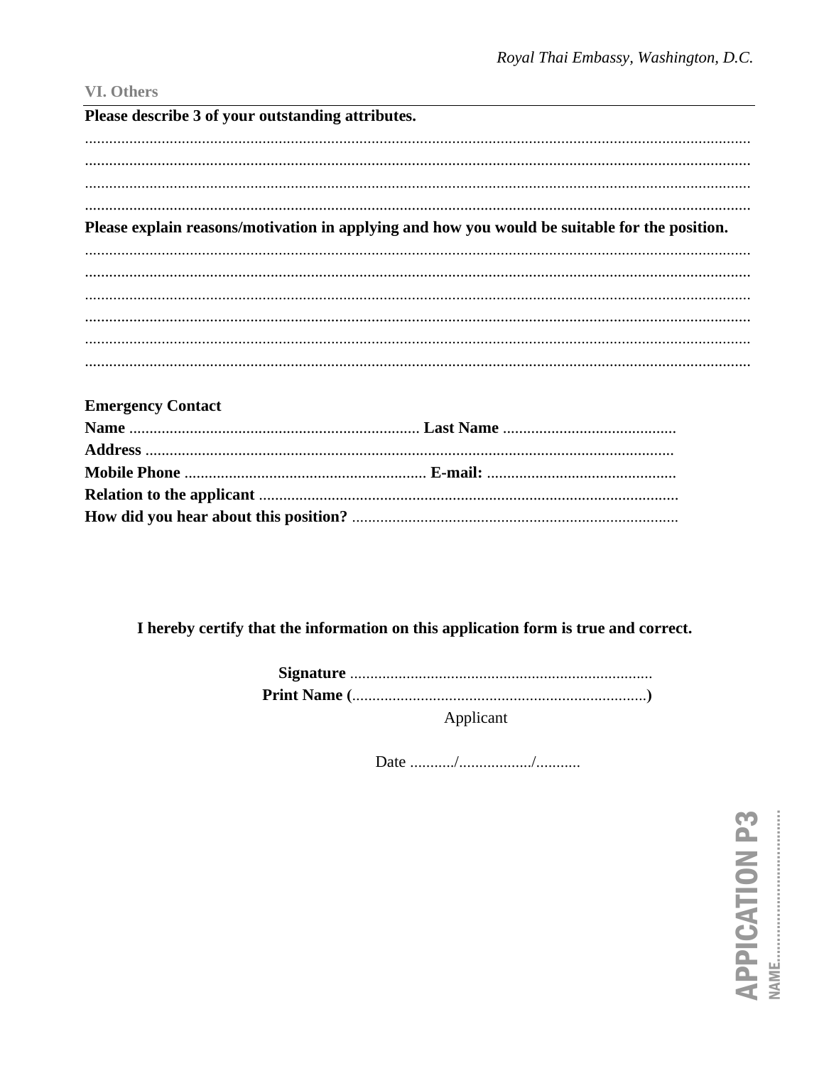## VI. Others

**Please describe 3 of your outstanding attributes.**

..........................................................................................................................................................

..........................................................................................................................................................

..........................................................................................................................................................

..........................................................................................................................................................

**Please explain reasons/motivation in applying and how you would be suitable for the position.**

..........................................................................................................................................................

..........................................................................................................................................................

..........................................................................................................................................................

..........................................................................................................................................................

..........................................................................................................................................................

..........................................................................................................................................................

**Emergency Contact**

**Name** ........................................................................ **Last Name** ...........................................

**Address** ...................................................................................................................................

**Mobile Phone** ............................................................ **E-mail:** ...............................................

**Relation to the applicant** ........................................................................................................

**How did you hear about this position?** .................................................................................

**I hereby certify that the information on this application form is true and correct.**

**Signature** ...........................................................................

**Print Name (**.........................................................................**)**

Applicant

Date .........../................./...........

**APPICATION P3**

**NAME**.......................................